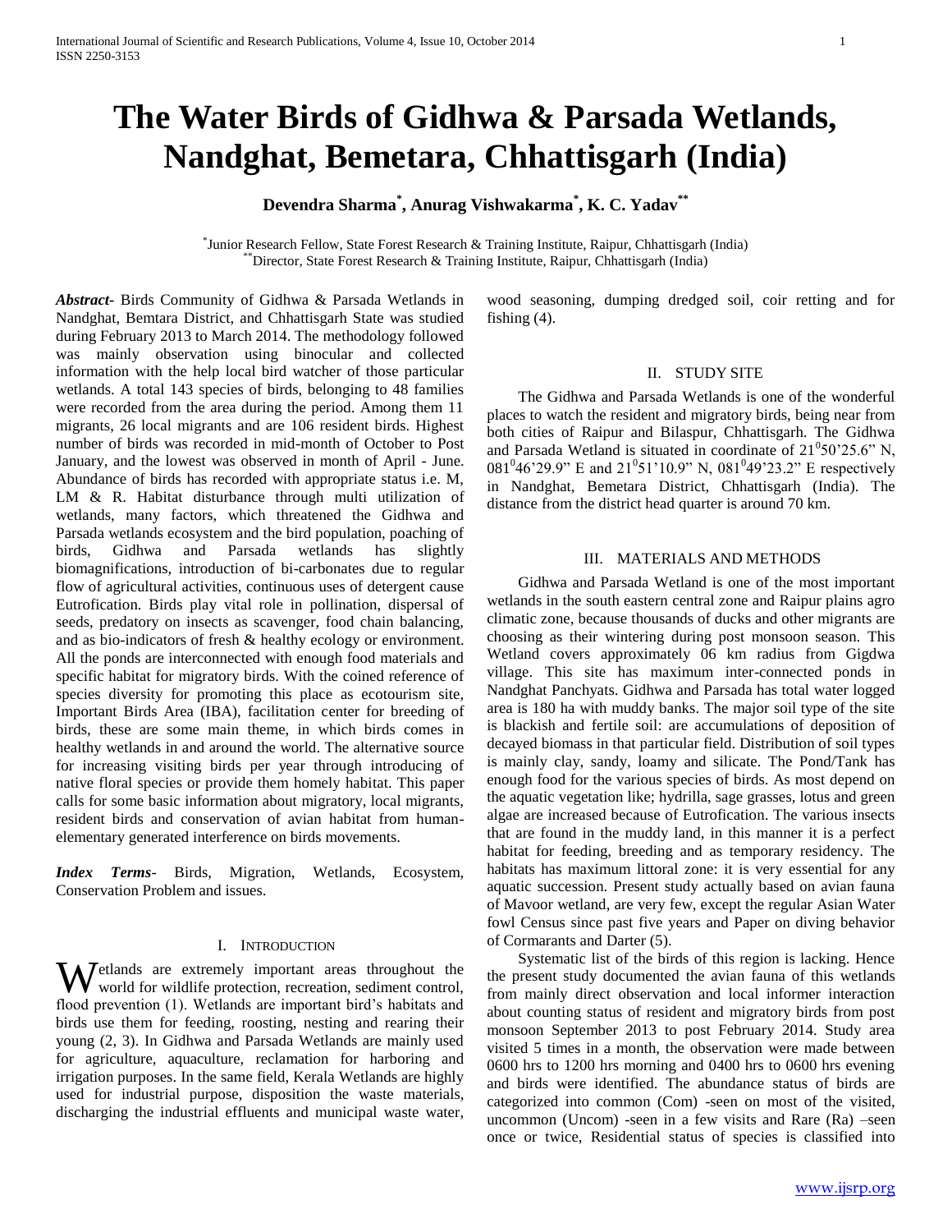# The Water Birds of Gidhwa & Parsada Wetlands, Nandghat, Bemetara, Chhattisgarh (India)

**Devendra Sharma[*], Anurag Vishwakarma[*], K. C. Yadav[**]**

[*] Junior Research Fellow, State Forest Research & Training Institute, Raipur, Chhattisgarh (India)
[**] Director, State Forest Research & Training Institute, Raipur, Chhattisgarh (India)

***Abstract-*** Birds Community of Gidhwa & Parsada Wetlands in Nandghat, Bemtara District, and Chhattisgarh State was studied during February 2013 to March 2014. The methodology followed was mainly observation using binocular and collected information with the help local bird watcher of those particular wetlands. A total 143 species of birds, belonging to 48 families were recorded from the area during the period. Among them 11 migrants, 26 local migrants and are 106 resident birds. Highest number of birds was recorded in mid-month of October to Post January, and the lowest was observed in month of April - June. Abundance of birds has recorded with appropriate status i.e. M, LM & R. Habitat disturbance through multi utilization of wetlands, many factors, which threatened the Gidhwa and Parsada wetlands ecosystem and the bird population, poaching of birds, Gidhwa and Parsada wetlands has slightly biomagnifications, introduction of bi-carbonates due to regular flow of agricultural activities, continuous uses of detergent cause Eutrofication. Birds play vital role in pollination, dispersal of seeds, predatory on insects as scavenger, food chain balancing, and as bio-indicators of fresh & healthy ecology or environment. All the ponds are interconnected with enough food materials and specific habitat for migratory birds. With the coined reference of species diversity for promoting this place as ecotourism site, Important Birds Area (IBA), facilitation center for breeding of birds, these are some main theme, in which birds comes in healthy wetlands in and around the world. The alternative source for increasing visiting birds per year through introducing of native floral species or provide them homely habitat. This paper calls for some basic information about migratory, local migrants, resident birds and conservation of avian habitat from human-elementary generated interference on birds movements.

***Index Terms*-** Birds, Migration, Wetlands, Ecosystem, Conservation Problem and issues.

## I. Introduction

Wetlands are extremely important areas throughout the world for wildlife protection, recreation, sediment control, flood prevention (1). Wetlands are important bird's habitats and birds use them for feeding, roosting, nesting and rearing their young (2, 3). In Gidhwa and Parsada Wetlands are mainly used for agriculture, aquaculture, reclamation for harboring and irrigation purposes. In the same field, Kerala Wetlands are highly used for industrial purpose, disposition the waste materials, discharging the industrial effluents and municipal waste water, wood seasoning, dumping dredged soil, coir retting and for fishing (4).

## II. Study Site

The Gidhwa and Parsada Wetlands is one of the wonderful places to watch the resident and migratory birds, being near from both cities of Raipur and Bilaspur, Chhattisgarh. The Gidhwa and Parsada Wetland is situated in coordinate of $21^0 50'25.6"$ N, $081^0 46'29.9"$ E and $21^0 51'10.9"$ N, $081^0 49'23.2"$ E respectively in Nandghat, Bemetara District, Chhattisgarh (India). The distance from the district head quarter is around 70 km.

## III. Materials and Methods

Gidhwa and Parsada Wetland is one of the most important wetlands in the south eastern central zone and Raipur plains agro climatic zone, because thousands of ducks and other migrants are choosing as their wintering during post monsoon season. This Wetland covers approximately 06 km radius from Gigdwa village. This site has maximum inter-connected ponds in Nandghat Panchyats. Gidhwa and Parsada has total water logged area is 180 ha with muddy banks. The major soil type of the site is blackish and fertile soil: are accumulations of deposition of decayed biomass in that particular field. Distribution of soil types is mainly clay, sandy, loamy and silicate. The Pond/Tank has enough food for the various species of birds. As most depend on the aquatic vegetation like; hydrilla, sage grasses, lotus and green algae are increased because of Eutrofication. The various insects that are found in the muddy land, in this manner it is a perfect habitat for feeding, breeding and as temporary residency. The habitats has maximum littoral zone: it is very essential for any aquatic succession. Present study actually based on avian fauna of Mavoor wetland, are very few, except the regular Asian Water fowl Census since past five years and Paper on diving behavior of Cormarants and Darter (5).

Systematic list of the birds of this region is lacking. Hence the present study documented the avian fauna of this wetlands from mainly direct observation and local informer interaction about counting status of resident and migratory birds from post monsoon September 2013 to post February 2014. Study area visited 5 times in a month, the observation were made between 0600 hrs to 1200 hrs morning and 0400 hrs to 0600 hrs evening and birds were identified. The abundance status of birds are categorized into common (Com) -seen on most of the visited, uncommon (Uncom) -seen in a few visits and Rare (Ra) –seen once or twice, Residential status of species is classified into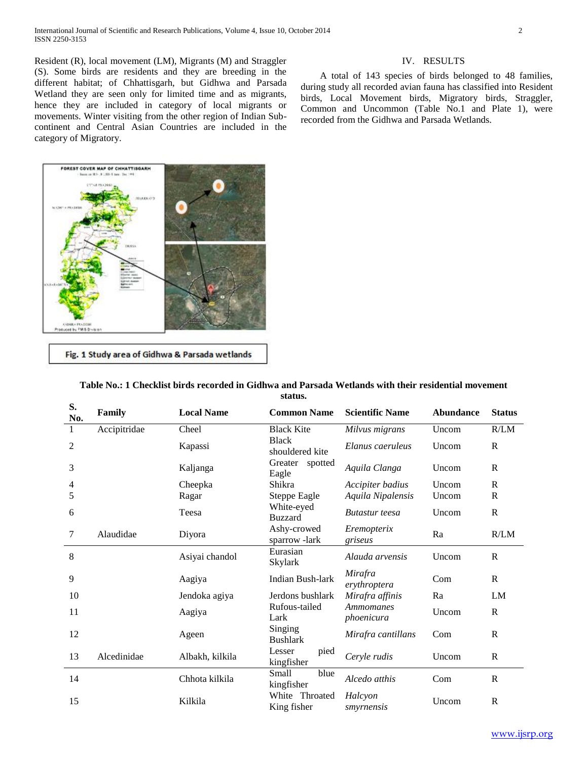Resident (R), local movement (LM), Migrants (M) and Straggler (S). Some birds are residents and they are breeding in the different habitat; of Chhattisgarh, but Gidhwa and Parsada Wetland they are seen only for limited time and as migrants, hence they are included in category of local migrants or movements. Winter visiting from the other region of Indian Sub-continent and Central Asian Countries are included in the category of Migratory.

Fig. 1 Study area of Gidhwa & Parsada wetlands

## IV. RESULTS

A total of 143 species of birds belonged to 48 families, during study all recorded avian fauna has classified into Resident birds, Local Movement birds, Migratory birds, Straggler, Common and Uncommon (Table No.1 and Plate 1), were recorded from the Gidhwa and Parsada Wetlands.

**Table No.: 1 Checklist birds recorded in Gidhwa and Parsada Wetlands with their residential movement status.**

| S. No. | Family | Local Name | Common Name | Scientific Name | Abundance | Status |
|---|---|---|---|---|---|---|
| 1 | Accipitridae | Cheel | Black Kite | *Milvus migrans* | Uncom | R/LM |
| 2 | | Kapassi | Black shouldered kite | *Elanus caeruleus* | Uncom | R |
| 3 | | Kaljanga | Greater spotted Eagle | *Aquila Clanga* | Uncom | R |
| 4 | | Cheepka | Shikra | *Accipiter badius* | Uncom | R |
| 5 | | Ragar | Steppe Eagle | *Aquila Nipalensis* | Uncom | R |
| 6 | | Teesa | White-eyed Buzzard | *Butastur teesa* | Uncom | R |
| 7 | Alaudidae | Diyora | Ashy-crowed sparrow -lark | *Eremopterix griseus* | Ra | R/LM |
| 8 | | Asiyai chandol | Eurasian Skylark | *Alauda arvensis* | Uncom | R |
| 9 | | Aagiya | Indian Bush-lark | *Mirafra erythroptera* | Com | R |
| 10 | | Jendoka agiya | Jerdons bushlark | *Mirafra affinis* | Ra | LM |
| 11 | | Aagiya | Rufous-tailed Lark | *Ammomanes phoenicura* | Uncom | R |
| 12 | | Ageen | Singing Bushlark | *Mirafra cantillans* | Com | R |
| 13 | Alcedinidae | Albakh, kilkila | Lesser pied kingfisher | *Ceryle rudis* | Uncom | R |
| 14 | | Chhota kilkila | Small blue kingfisher | *Alcedo atthis* | Com | R |
| 15 | | Kilkila | White Throated King fisher | *Halcyon smyrnensis* | Uncom | R |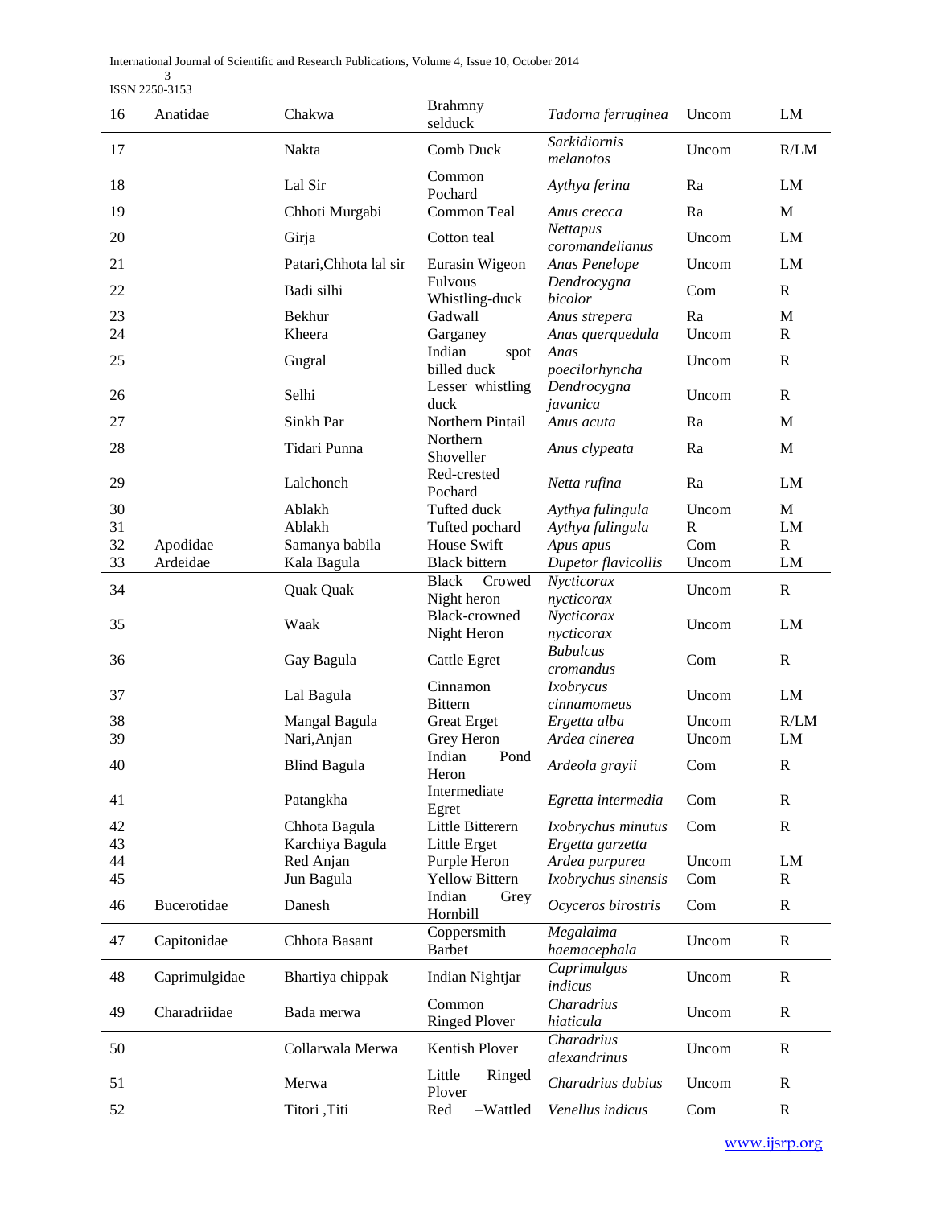| 16 | Anatidae | Chakwa | Brahmny selduck | *Tadorna ferruginea* | Uncom | LM |
|---|---|---|---|---|---|---|
| 17 | | Nakta | Comb Duck | *Sarkidiornis melanotos* | Uncom | R/LM |
| 18 | | Lal Sir | Common Pochard | *Aythya ferina* | Ra | LM |
| 19 | | Chhoti Murgabi | Common Teal | *Anus crecca* | Ra | M |
| 20 | | Girja | Cotton teal | *Nettapus coromandelianus* | Uncom | LM |
| 21 | | Patari,Chhota lal sir | Eurasin Wigeon | *Anas Penelope* | Uncom | LM |
| 22 | | Badi silhi | Fulvous Whistling-duck | *Dendrocygna bicolor* | Com | R |
| 23 | | Bekhur | Gadwall | *Anus strepera* | Ra | M |
| 24 | | Kheera | Garganey | *Anas querquedula* | Uncom | R |
| 25 | | Gugral | Indian spot billed duck | *Anas poecilorhyncha* | Uncom | R |
| 26 | | Selhi | Lesser whistling duck | *Dendrocygna javanica* | Uncom | R |
| 27 | | Sinkh Par | Northern Pintail | *Anus acuta* | Ra | M |
| 28 | | Tidari Punna | Northern Shoveller | *Anus clypeata* | Ra | M |
| 29 | | Lalchonch | Red-crested Pochard | *Netta rufina* | Ra | LM |
| 30 | | Ablakh | Tufted duck | *Aythya fulingula* | Uncom | M |
| 31 | | Ablakh | Tufted pochard | *Aythya fulingula* | R | LM |
| 32 | Apodidae | Samanya babila | House Swift | *Apus apus* | Com | R |
| 33 | Ardeidae | Kala Bagula | Black bittern | *Dupetor flavicollis* | Uncom | LM |
| 34 | | Quak Quak | Black Crowed Night heron | *Nycticorax nycticorax* | Uncom | R |
| 35 | | Waak | Black-crowned Night Heron | *Nycticorax nycticorax* | Uncom | LM |
| 36 | | Gay Bagula | Cattle Egret | *Bubulcus cromandus* | Com | R |
| 37 | | Lal Bagula | Cinnamon Bittern | *Ixobrycus cinnamomeus* | Uncom | LM |
| 38 | | Mangal Bagula | Great Erget | *Ergetta alba* | Uncom | R/LM |
| 39 | | Nari,Anjan | Grey Heron | *Ardea cinerea* | Uncom | LM |
| 40 | | Blind Bagula | Indian Pond Heron | *Ardeola grayii* | Com | R |
| 41 | | Patangkha | Intermediate Egret | *Egretta intermedia* | Com | R |
| 42 | | Chhota Bagula | Little Bitterern | *Ixobrychus minutus* | Com | R |
| 43 | | Karchiya Bagula | Little Erget | *Ergetta garzetta* | | |
| 44 | | Red Anjan | Purple Heron | *Ardea purpurea* | Uncom | LM |
| 45 | | Jun Bagula | Yellow Bittern | *Ixobrychus sinensis* | Com | R |
| 46 | Bucerotidae | Danesh | Indian Grey Hornbill | *Ocyceros birostris* | Com | R |
| 47 | Capitonidae | Chhota Basant | Coppersmith Barbet | *Megalaima haemacephala* | Uncom | R |
| 48 | Caprimulgidae | Bhartiya chippak | Indian Nightjar | *Caprimulgus indicus* | Uncom | R |
| 49 | Charadriidae | Bada merwa | Common Ringed Plover | *Charadrius hiaticula* | Uncom | R |
| 50 | | Collarwala Merwa | Kentish Plover | *Charadrius alexandrinus* | Uncom | R |
| 51 | | Merwa | Little Ringed Plover | *Charadrius dubius* | Uncom | R |
| 52 | | Titori ,Titi | Red –Wattled | *Venellus indicus* | Com | R |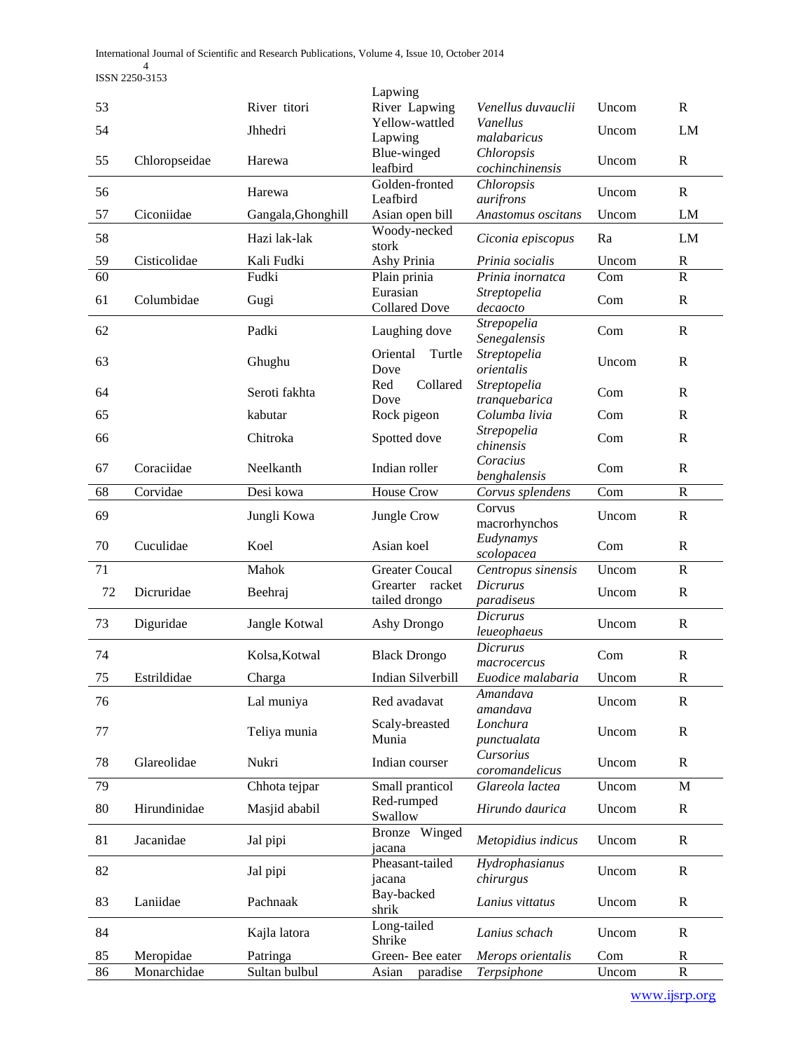| | | | | | | |
|---|---|---|---|---|---|---|
| | | | Lapwing | | | |
| 53 | | River titori | River Lapwing | *Venellus duvauclii* | Uncom | R |
| 54 | | Jhhedri | Yellow-wattled Lapwing | *Vanellus malabaricus* | Uncom | LM |
| 55 | Chloropseidae | Harewa | Blue-winged leafbird | *Chloropsis cochinchinensis* | Uncom | R |
| 56 | | Harewa | Golden-fronted Leafbird | *Chloropsis aurifrons* | Uncom | R |
| 57 | Ciconiidae | Gangala,Ghonghill | Asian open bill | *Anastomus oscitans* | Uncom | LM |
| 58 | | Hazi lak-lak | Woody-necked stork | *Ciconia episcopus* | Ra | LM |
| 59 | Cisticolidae | Kali Fudki | Ashy Prinia | *Prinia socialis* | Uncom | R |
| 60 | | Fudki | Plain prinia | *Prinia inornatca* | Com | R |
| 61 | Columbidae | Gugi | Eurasian Collared Dove | *Streptopelia decaocto* | Com | R |
| 62 | | Padki | Laughing dove | *Strepopelia Senegalensis* | Com | R |
| 63 | | Ghughu | Oriental Turtle Dove | *Streptopelia orientalis* | Uncom | R |
| 64 | | Seroti fakhta | Red Collared Dove | *Streptopelia tranquebarica* | Com | R |
| 65 | | kabutar | Rock pigeon | *Columba livia* | Com | R |
| 66 | | Chitroka | Spotted dove | *Strepopelia chinensis* | Com | R |
| 67 | Coraciidae | Neelkanth | Indian roller | *Coracius benghalensis* | Com | R |
| 68 | Corvidae | Desi kowa | House Crow | *Corvus splendens* | Com | R |
| 69 | | Jungli Kowa | Jungle Crow | Corvus macrorhynchos | Uncom | R |
| 70 | Cuculidae | Koel | Asian koel | *Eudynamys scolopacea* | Com | R |
| 71 | | Mahok | Greater Coucal | *Centropus sinensis* | Uncom | R |
| 72 | Dicruridae | Beehraj | Grearter racket tailed drongo | *Dicrurus paradiseus* | Uncom | R |
| 73 | Diguridae | Jangle Kotwal | Ashy Drongo | *Dicrurus leueophaeus* | Uncom | R |
| 74 | | Kolsa,Kotwal | Black Drongo | *Dicrurus macrocercus* | Com | R |
| 75 | Estrildidae | Charga | Indian Silverbill | *Euodice malabaria* | Uncom | R |
| 76 | | Lal muniya | Red avadavat | *Amandava amandava* | Uncom | R |
| 77 | | Teliya munia | Scaly-breasted Munia | *Lonchura punctualata* | Uncom | R |
| 78 | Glareolidae | Nukri | Indian courser | *Cursorius coromandelicus* | Uncom | R |
| 79 | | Chhota tejpar | Small panticol | *Glareola lactea* | Uncom | M |
| 80 | Hirundinidae | Masjid ababil | Red-rumped Swallow | *Hirundo daurica* | Uncom | R |
| 81 | Jacanidae | Jal pipi | Bronze Winged jacana | *Metopidius indicus* | Uncom | R |
| 82 | | Jal pipi | Pheasant-tailed jacana | *Hydrophasianus chirurgus* | Uncom | R |
| 83 | Laniidae | Pachnaak | Bay-backed shrik | *Lanius vittatus* | Uncom | R |
| 84 | | Kajla latora | Long-tailed Shrike | *Lanius schach* | Uncom | R |
| 85 | Meropidae | Patringa | Green- Bee eater | *Merops orientalis* | Com | R |
| 86 | Monarchidae | Sultan bulbul | Asian paradise | *Terpsiphone* | Uncom | R |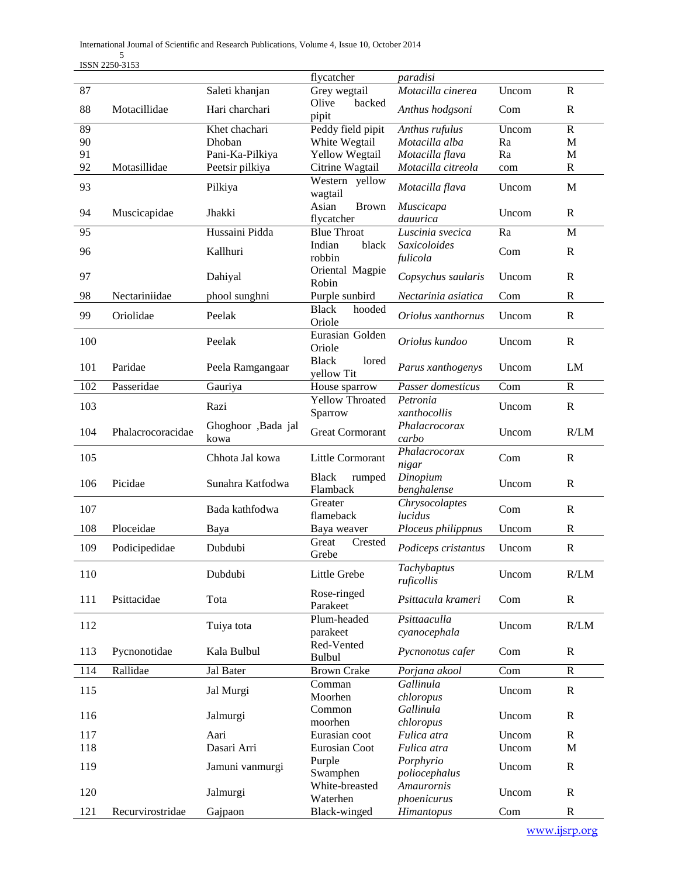|  |  |  | flycatcher | *paradisi* |  |  |
|---|---|---|---|---|---|---|
| 87 |  | Saleti khanjan | Grey wegtail | *Motacilla cinerea* | Uncom | R |
| 88 | Motacillidae | Hari charchari | Olive backed pipit | *Anthus hodgsoni* | Com | R |
| 89 |  | Khet chachari | Peddy field pipit | *Anthus rufulus* | Uncom | R |
| 90 |  | Dhoban | White Wegtail | *Motacilla alba* | Ra | M |
| 91 |  | Pani-Ka-Pilkiya | Yellow Wegtail | *Motacilla flava* | Ra | M |
| 92 | Motasillidae | Peetsir pilkiya | Citrine Wagtail | *Motacilla citreola* | com | R |
| 93 |  | Pilkiya | Western yellow wagtail | *Motacilla flava* | Uncom | M |
| 94 | Muscicapidae | Jhakki | Asian Brown flycatcher | *Muscicapa dauurica* | Uncom | R |
| 95 |  | Hussaini Pidda | Blue Throat | *Luscinia svecica* | Ra | M |
| 96 |  | Kallhuri | Indian black robbin | *Saxicoloides fulicola* | Com | R |
| 97 |  | Dahiyal | Oriental Magpie Robin | *Copsychus saularis* | Uncom | R |
| 98 | Nectariniidae | phool sunghni | Purple sunbird | *Nectarinia asiatica* | Com | R |
| 99 | Oriolidae | Peelak | Black hooded Oriole | *Oriolus xanthornus* | Uncom | R |
| 100 |  | Peelak | Eurasian Golden Oriole | *Oriolus kundoo* | Uncom | R |
| 101 | Paridae | Peela Ramgangaar | Black lored yellow Tit | *Parus xanthogenys* | Uncom | LM |
| 102 | Passeridae | Gauriya | House sparrow | *Passer domesticus* | Com | R |
| 103 |  | Razi | Yellow Throated Sparrow | *Petronia xanthocollis* | Uncom | R |
| 104 | Phalacrocoracidae | Ghoghoor ,Bada jal kowa | Great Cormorant | *Phalacrocorax carbo* | Uncom | R/LM |
| 105 |  | Chhota Jal kowa | Little Cormorant | *Phalacrocorax nigar* | Com | R |
| 106 | Picidae | Sunahra Katfodwa | Black rumped Flamback | *Dinopium benghalense* | Uncom | R |
| 107 |  | Bada kathfodwa | Greater flameback | *Chrysocolaptes lucidus* | Com | R |
| 108 | Ploceidae | Baya | Baya weaver | *Ploceus philippnus* | Uncom | R |
| 109 | Podicipedidae | Dubdubi | Great Crested Grebe | *Podiceps cristantus* | Uncom | R |
| 110 |  | Dubdubi | Little Grebe | *Tachybaptus ruficollis* | Uncom | R/LM |
| 111 | Psittacidae | Tota | Rose-ringed Parakeet | *Psittacula krameri* | Com | R |
| 112 |  | Tuiya tota | Plum-headed parakeet | *Psittaaculla cyanocephala* | Uncom | R/LM |
| 113 | Pycnonotidae | Kala Bulbul | Red-Vented Bulbul | *Pycnonotus cafer* | Com | R |
| 114 | Rallidae | Jal Bater | Brown Crake | *Porjana akool* | Com | R |
| 115 |  | Jal Murgi | Comman Moorhen | *Gallinula chloropus* | Uncom | R |
| 116 |  | Jalmurgi | Common moorhen | *Gallinula chloropus* | Uncom | R |
| 117 |  | Aari | Eurasian coot | *Fulica atra* | Uncom | R |
| 118 |  | Dasari Arri | Eurosian Coot | *Fulica atra* | Uncom | M |
| 119 |  | Jamuni vanmurgi | Purple Swamphen | *Porphyrio poliocephalus* | Uncom | R |
| 120 |  | Jalmurgi | White-breasted Waterhen | *Amaurornis phoenicurus* | Uncom | R |
| 121 | Recurvirostridae | Gajpaon | Black-winged | *Himantopus* | Com | R |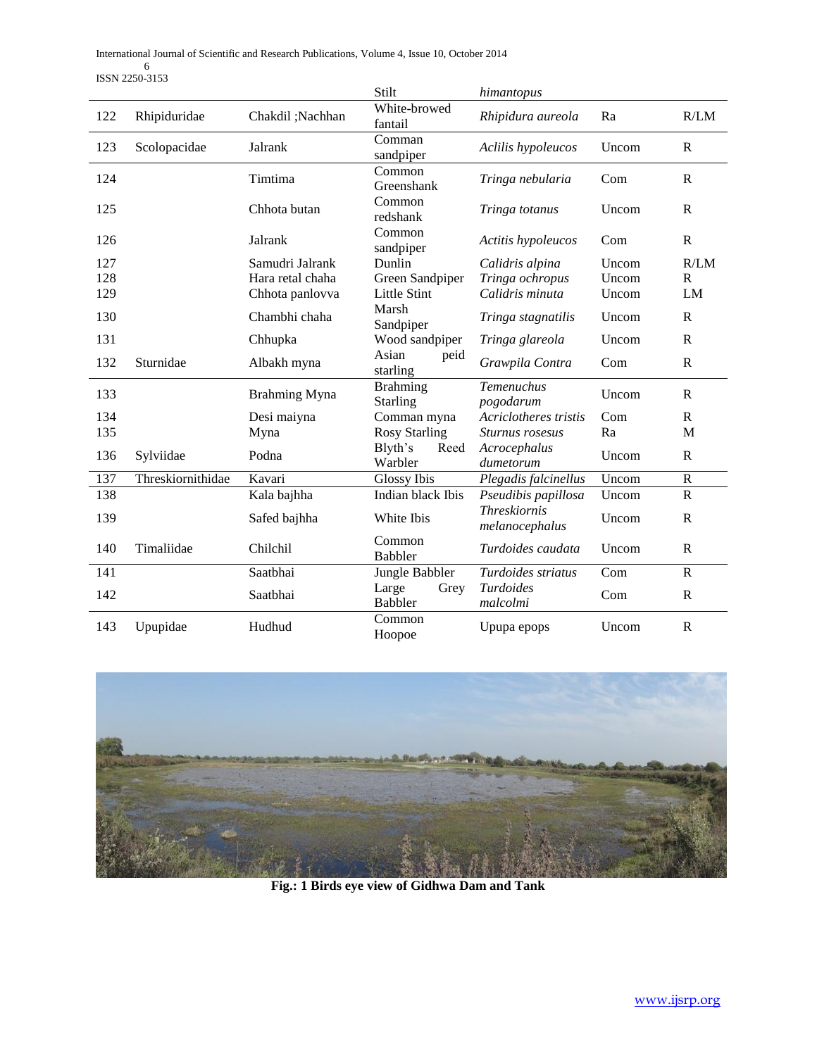| | | | Stilt | *himantopus* | | |
|---|---|---|---|---|---|---|
| 122 | Rhipiduridae | Chakdil ;Nachhan | White-browed fantail | *Rhipidura aureola* | Ra | R/LM |
| 123 | Scolopacidae | Jalrank | Comman sandpiper | *Aclilis hypoleucos* | Uncom | R |
| 124 | | Timtima | Common Greenshank | *Tringa nebularia* | Com | R |
| 125 | | Chhota butan | Common redshank | *Tringa totanus* | Uncom | R |
| 126 | | Jalrank | Common sandpiper | *Actitis hypoleucos* | Com | R |
| 127 | | Samudri Jalrank | Dunlin | *Calidris alpina* | Uncom | R/LM |
| 128 | | Hara retal chaha | Green Sandpiper | *Tringa ochropus* | Uncom | R |
| 129 | | Chhota panlovva | Little Stint | *Calidris minuta* | Uncom | LM |
| 130 | | Chambhi chaha | Marsh Sandpiper | *Tringa stagnatilis* | Uncom | R |
| 131 | | Chhupka | Wood sandpiper | *Tringa glareola* | Uncom | R |
| 132 | Sturnidae | Albakh myna | Asian peid starling | *Grawpila Contra* | Com | R |
| 133 | | Brahming Myna | Brahming Starling | *Temenuchus pogodarum* | Uncom | R |
| 134 | | Desi maiyna | Comman myna | *Acriclotheres tristis* | Com | R |
| 135 | | Myna | Rosy Starling | *Sturnus rosesus* | Ra | M |
| 136 | Sylviidae | Podna | Blyth's Reed Warbler | *Acrocephalus dumetorum* | Uncom | R |
| 137 | Threskiornithidae | Kavari | Glossy Ibis | *Plegadis falcinellus* | Uncom | R |
| 138 | | Kala bajhha | Indian black Ibis | *Pseudibis papillosa* | Uncom | R |
| 139 | | Safed bajhha | White Ibis | *Threskiornis melanocephalus* | Uncom | R |
| 140 | Timaliidae | Chilchil | Common Babbler | *Turdoides caudata* | Uncom | R |
| 141 | | Saatbhai | Jungle Babbler | *Turdoides striatus* | Com | R |
| 142 | | Saatbhai | Large Grey Babbler | *Turdoides malcolmi* | Com | R |
| 143 | Upupidae | Hudhud | Common Hoopoe | Upupa epops | Uncom | R |

**Fig.: 1 Birds eye view of Gidhwa Dam and Tank**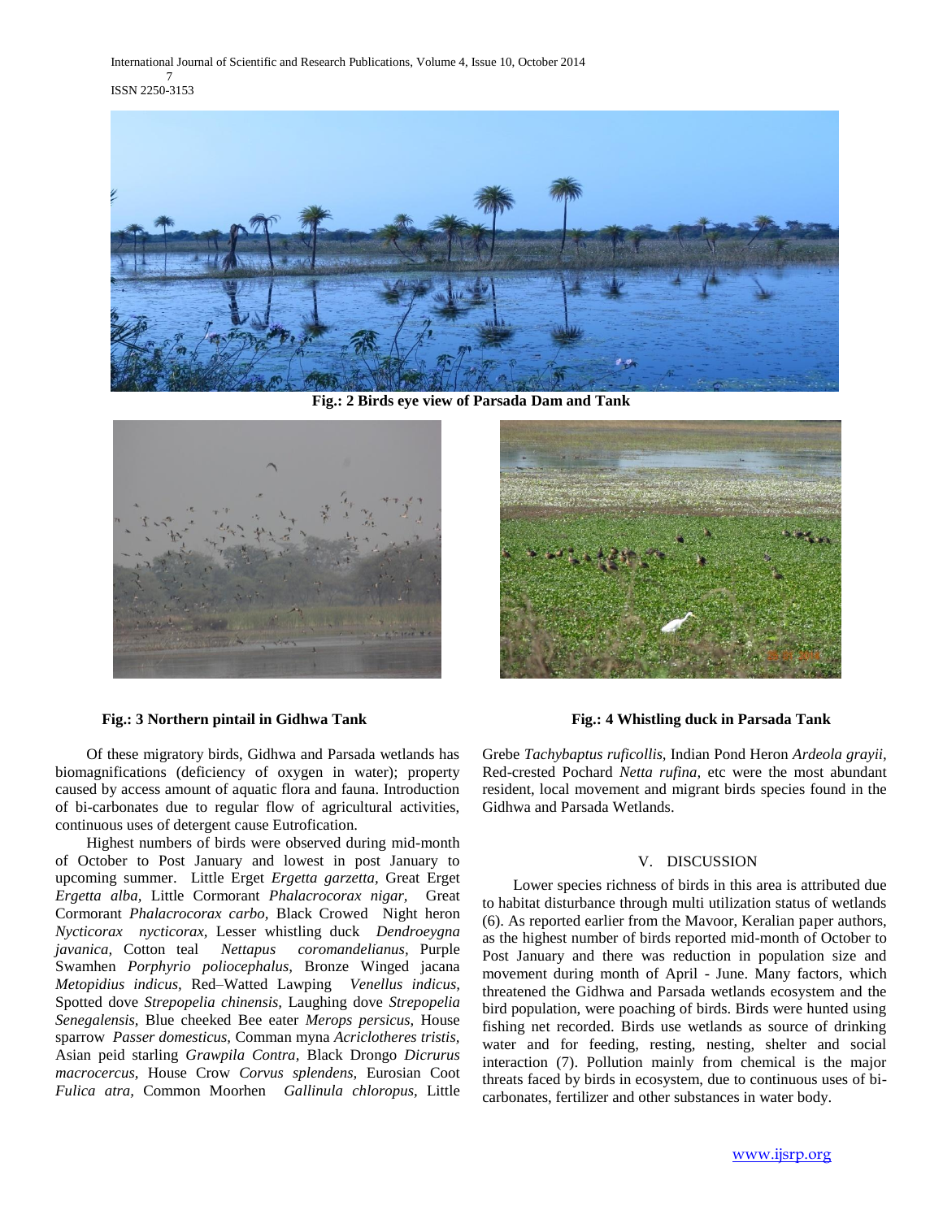Fig.: 2 Birds eye view of Parsada Dam and Tank

Fig.: 3 Northern pintail in Gidhwa Tank

Fig.: 4 Whistling duck in Parsada Tank

Of these migratory birds, Gidhwa and Parsada wetlands has biomagnifications (deficiency of oxygen in water); property caused by access amount of aquatic flora and fauna. Introduction of bi-carbonates due to regular flow of agricultural activities, continuous uses of detergent cause Eutrofication.

Highest numbers of birds were observed during mid-month of October to Post January and lowest in post January to upcoming summer. Little Erget *Ergetta garzetta,* Great Erget *Ergetta alba,* Little Cormorant *Phalacrocorax nigar,* Great Cormorant *Phalacrocorax carbo,* Black Crowed Night heron *Nycticorax nycticorax,* Lesser whistling duck *Dendroeygna javanica,* Cotton teal *Nettapus coromandelianus,* Purple Swamhen *Porphyrio poliocephalus,* Bronze Winged jacana *Metopidius indicus,* Red–Watted Lawping *Venellus indicus,* Spotted dove *Strepopelia chinensis,* Laughing dove *Strepopelia Senegalensis,* Blue cheeked Bee eater *Merops persicus,* House sparrow *Passer domesticus,* Comman myna *Acriclotheres tristis,* Asian peid starling *Grawpila Contra,* Black Drongo *Dicrurus macrocercus,* House Crow *Corvus splendens,* Eurosian Coot *Fulica atra,* Common Moorhen *Gallinula chloropus,* Little Grebe *Tachybaptus ruficollis,* Indian Pond Heron *Ardeola grayii,* Red-crested Pochard *Netta rufina,* etc were the most abundant resident, local movement and migrant birds species found in the Gidhwa and Parsada Wetlands.

## V. DISCUSSION

Lower species richness of birds in this area is attributed due to habitat disturbance through multi utilization status of wetlands (6). As reported earlier from the Mavoor, Keralian paper authors, as the highest number of birds reported mid-month of October to Post January and there was reduction in population size and movement during month of April - June. Many factors, which threatened the Gidhwa and Parsada wetlands ecosystem and the bird population, were poaching of birds. Birds were hunted using fishing net recorded. Birds use wetlands as source of drinking water and for feeding, resting, nesting, shelter and social interaction (7). Pollution mainly from chemical is the major threats faced by birds in ecosystem, due to continuous uses of bi-carbonates, fertilizer and other substances in water body.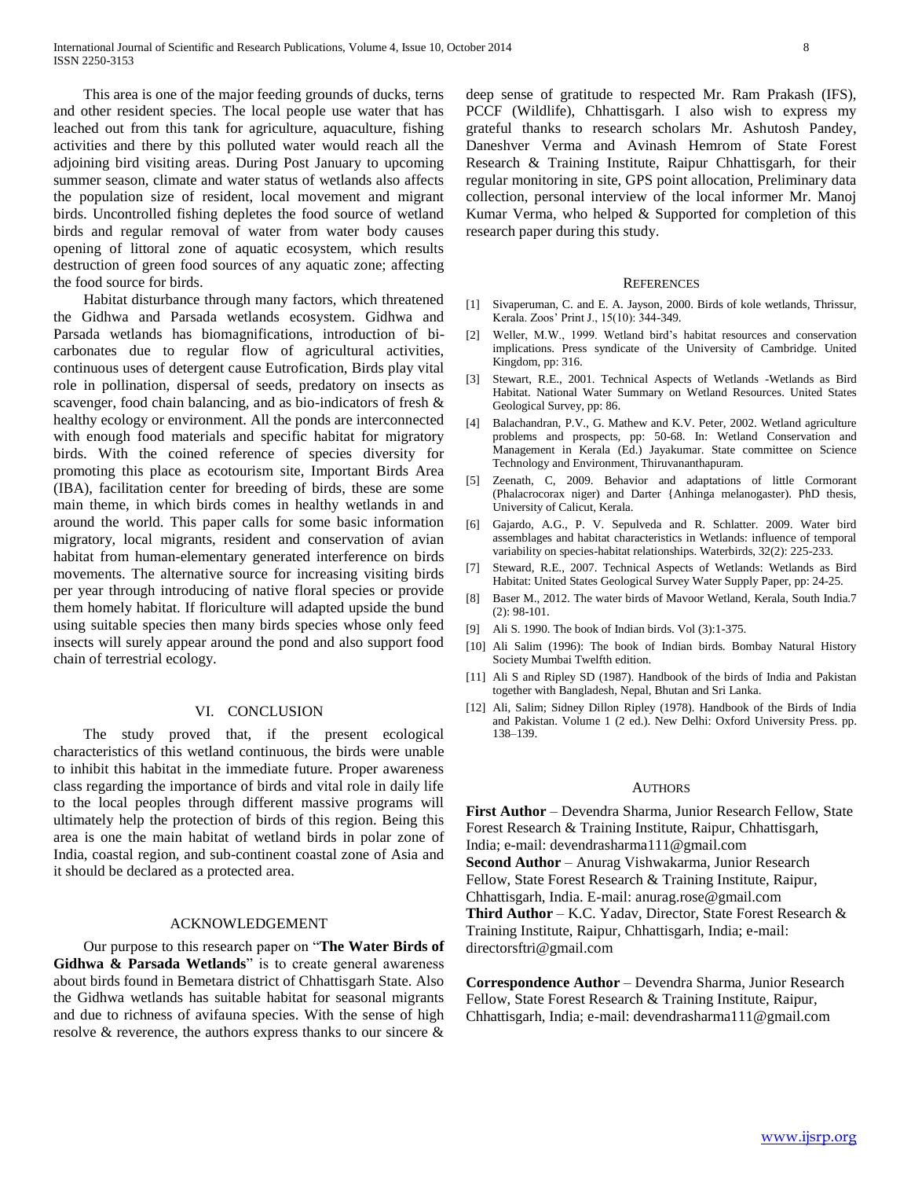This area is one of the major feeding grounds of ducks, terns and other resident species. The local people use water that has leached out from this tank for agriculture, aquaculture, fishing activities and there by this polluted water would reach all the adjoining bird visiting areas. During Post January to upcoming summer season, climate and water status of wetlands also affects the population size of resident, local movement and migrant birds. Uncontrolled fishing depletes the food source of wetland birds and regular removal of water from water body causes opening of littoral zone of aquatic ecosystem, which results destruction of green food sources of any aquatic zone; affecting the food source for birds.

Habitat disturbance through many factors, which threatened the Gidhwa and Parsada wetlands ecosystem. Gidhwa and Parsada wetlands has biomagnifications, introduction of bi-carbonates due to regular flow of agricultural activities, continuous uses of detergent cause Eutrofication, Birds play vital role in pollination, dispersal of seeds, predatory on insects as scavenger, food chain balancing, and as bio-indicators of fresh & healthy ecology or environment. All the ponds are interconnected with enough food materials and specific habitat for migratory birds. With the coined reference of species diversity for promoting this place as ecotourism site, Important Birds Area (IBA), facilitation center for breeding of birds, these are some main theme, in which birds comes in healthy wetlands in and around the world. This paper calls for some basic information migratory, local migrants, resident and conservation of avian habitat from human-elementary generated interference on birds movements. The alternative source for increasing visiting birds per year through introducing of native floral species or provide them homely habitat. If floriculture will adapted upside the bund using suitable species then many birds species whose only feed insects will surely appear around the pond and also support food chain of terrestrial ecology.

## VI. CONCLUSION

The study proved that, if the present ecological characteristics of this wetland continuous, the birds were unable to inhibit this habitat in the immediate future. Proper awareness class regarding the importance of birds and vital role in daily life to the local peoples through different massive programs will ultimately help the protection of birds of this region. Being this area is one the main habitat of wetland birds in polar zone of India, coastal region, and sub-continent coastal zone of Asia and it should be declared as a protected area.

## ACKNOWLEDGEMENT

Our purpose to this research paper on "**The Water Birds of Gidhwa & Parsada Wetlands**" is to create general awareness about birds found in Bemetara district of Chhattisgarh State. Also the Gidhwa wetlands has suitable habitat for seasonal migrants and due to richness of avifauna species. With the sense of high resolve & reverence, the authors express thanks to our sincere & deep sense of gratitude to respected Mr. Ram Prakash (IFS), PCCF (Wildlife), Chhattisgarh. I also wish to express my grateful thanks to research scholars Mr. Ashutosh Pandey, Daneshver Verma and Avinash Hemrom of State Forest Research & Training Institute, Raipur Chhattisgarh, for their regular monitoring in site, GPS point allocation, Preliminary data collection, personal interview of the local informer Mr. Manoj Kumar Verma, who helped & Supported for completion of this research paper during this study.

## REFERENCES

[1] Sivaperuman, C. and E. A. Jayson, 2000. Birds of kole wetlands, Thrissur, Kerala. Zoos' Print J., 15(10): 344-349.

[2] Weller, M.W., 1999. Wetland bird's habitat resources and conservation implications. Press syndicate of the University of Cambridge. United Kingdom, pp: 316.

[3] Stewart, R.E., 2001. Technical Aspects of Wetlands -Wetlands as Bird Habitat. National Water Summary on Wetland Resources. United States Geological Survey, pp: 86.

[4] Balachandran, P.V., G. Mathew and K.V. Peter, 2002. Wetland agriculture problems and prospects, pp: 50-68. In: Wetland Conservation and Management in Kerala (Ed.) Jayakumar. State committee on Science Technology and Environment, Thiruvananthapuram.

[5] Zeenath, C, 2009. Behavior and adaptations of little Cormorant (Phalacrocorax niger) and Darter {Anhinga melanogaster). PhD thesis, University of Calicut, Kerala.

[6] Gajardo, A.G., P. V. Sepulveda and R. Schlatter. 2009. Water bird assemblages and habitat characteristics in Wetlands: influence of temporal variability on species-habitat relationships. Waterbirds, 32(2): 225-233.

[7] Steward, R.E., 2007. Technical Aspects of Wetlands: Wetlands as Bird Habitat: United States Geological Survey Water Supply Paper, pp: 24-25.

[8] Baser M., 2012. The water birds of Mavoor Wetland, Kerala, South India.7 (2): 98-101.

[9] Ali S. 1990. The book of Indian birds. Vol (3):1-375.

[10] Ali Salim (1996): The book of Indian birds. Bombay Natural History Society Mumbai Twelfth edition.

[11] Ali S and Ripley SD (1987). Handbook of the birds of India and Pakistan together with Bangladesh, Nepal, Bhutan and Sri Lanka.

[12] Ali, Salim; Sidney Dillon Ripley (1978). Handbook of the Birds of India and Pakistan. Volume 1 (2 ed.). New Delhi: Oxford University Press. pp. 138–139.

## AUTHORS

**First Author** – Devendra Sharma, Junior Research Fellow, State Forest Research & Training Institute, Raipur, Chhattisgarh, India; e-mail: devendrasharma111@gmail.com

**Second Author** – Anurag Vishwakarma, Junior Research Fellow, State Forest Research & Training Institute, Raipur, Chhattisgarh, India. E-mail: anurag.rose@gmail.com

**Third Author** – K.C. Yadav, Director, State Forest Research & Training Institute, Raipur, Chhattisgarh, India; e-mail: directorsftri@gmail.com

**Correspondence Author** – Devendra Sharma, Junior Research Fellow, State Forest Research & Training Institute, Raipur, Chhattisgarh, India; e-mail: devendrasharma111@gmail.com